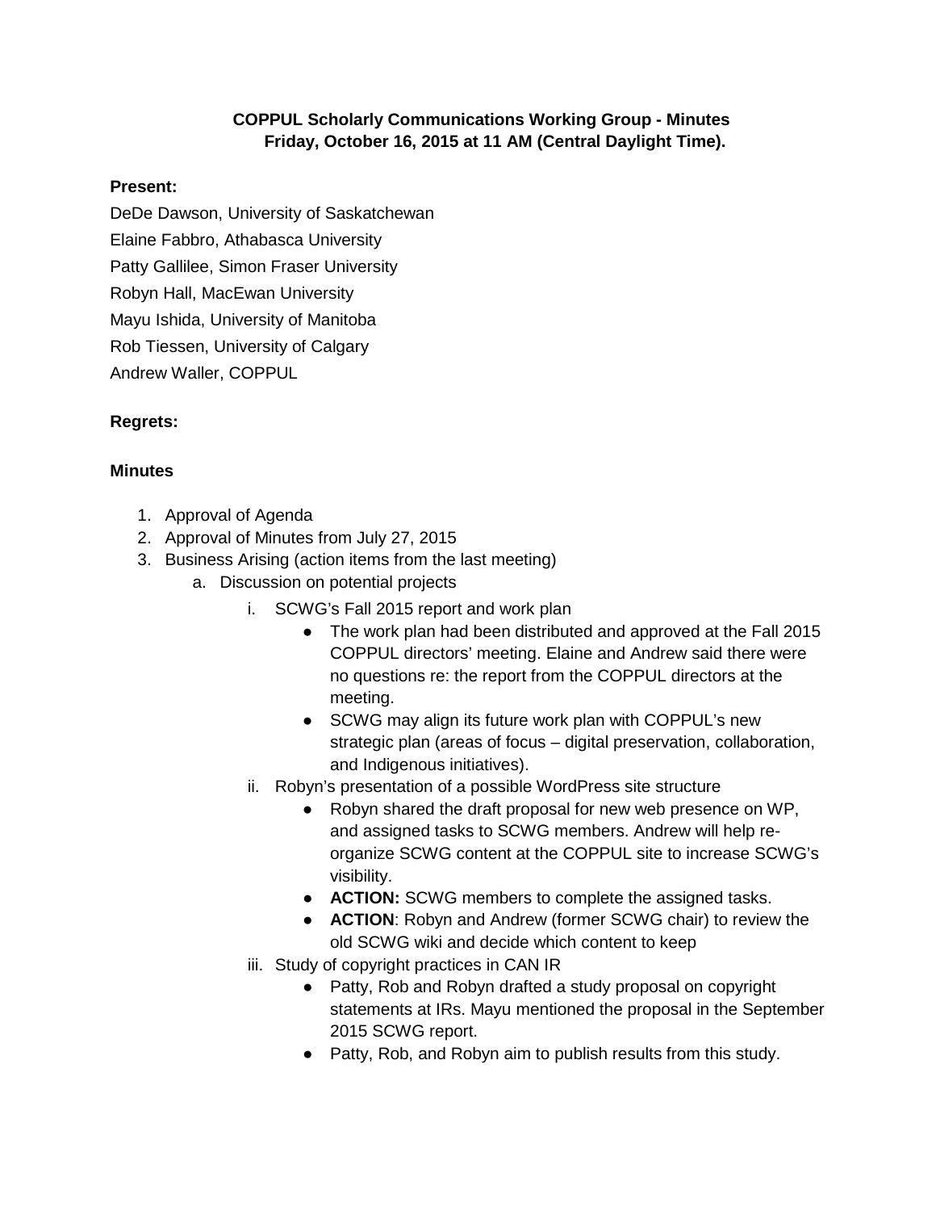**COPPUL Scholarly Communications Working Group - Minutes**
**Friday, October 16, 2015 at 11 AM (Central Daylight Time).**

**Present:**

DeDe Dawson, University of Saskatchewan
Elaine Fabbro, Athabasca University
Patty Gallilee, Simon Fraser University
Robyn Hall, MacEwan University
Mayu Ishida, University of Manitoba
Rob Tiessen, University of Calgary
Andrew Waller, COPPUL

**Regrets:**

**Minutes**

1. Approval of Agenda
2. Approval of Minutes from July 27, 2015
3. Business Arising (action items from the last meeting)
    a. Discussion on potential projects
        i. SCWG's Fall 2015 report and work plan
            - The work plan had been distributed and approved at the Fall 2015 COPPUL directors' meeting. Elaine and Andrew said there were no questions re: the report from the COPPUL directors at the meeting.
            - SCWG may align its future work plan with COPPUL's new strategic plan (areas of focus – digital preservation, collaboration, and Indigenous initiatives).
        ii. Robyn's presentation of a possible WordPress site structure
            - Robyn shared the draft proposal for new web presence on WP, and assigned tasks to SCWG members. Andrew will help re-organize SCWG content at the COPPUL site to increase SCWG's visibility.
            - **ACTION:** SCWG members to complete the assigned tasks.
            - **ACTION**: Robyn and Andrew (former SCWG chair) to review the old SCWG wiki and decide which content to keep
        iii. Study of copyright practices in CAN IR
            - Patty, Rob and Robyn drafted a study proposal on copyright statements at IRs. Mayu mentioned the proposal in the September 2015 SCWG report.
            - Patty, Rob, and Robyn aim to publish results from this study.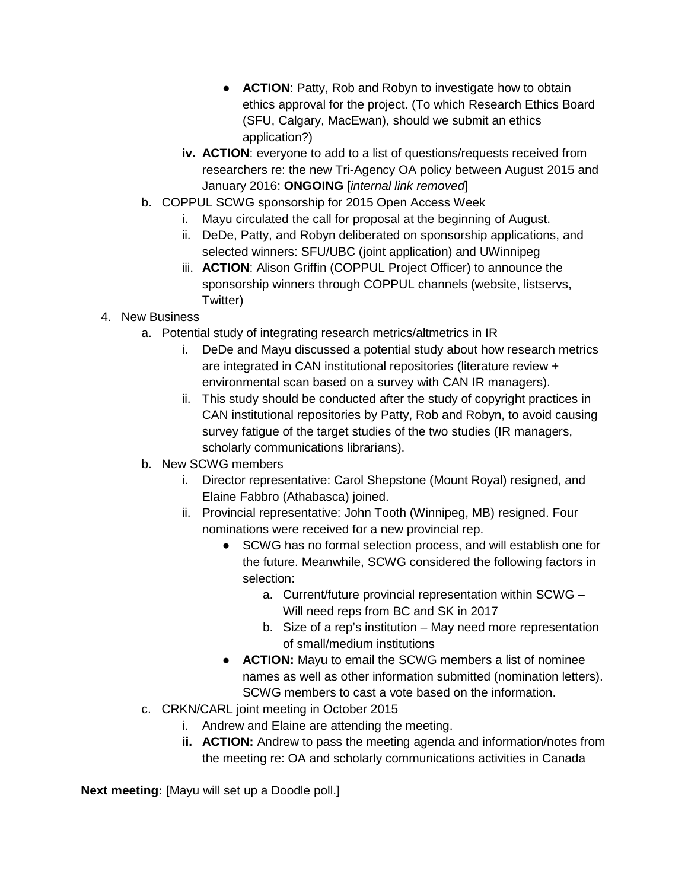- **ACTION**: Patty, Rob and Robyn to investigate how to obtain ethics approval for the project. (To which Research Ethics Board (SFU, Calgary, MacEwan), should we submit an ethics application?)

iv. **ACTION**: everyone to add to a list of questions/requests received from researchers re: the new Tri-Agency OA policy between August 2015 and January 2016: **ONGOING** [*internal link removed*]

b. COPPUL SCWG sponsorship for 2015 Open Access Week
   i. Mayu circulated the call for proposal at the beginning of August.
   ii. DeDe, Patty, and Robyn deliberated on sponsorship applications, and selected winners: SFU/UBC (joint application) and UWinnipeg
   iii. **ACTION**: Alison Griffin (COPPUL Project Officer) to announce the sponsorship winners through COPPUL channels (website, listservs, Twitter)

4. New Business
   a. Potential study of integrating research metrics/altmetrics in IR
      i. DeDe and Mayu discussed a potential study about how research metrics are integrated in CAN institutional repositories (literature review + environmental scan based on a survey with CAN IR managers).
      ii. This study should be conducted after the study of copyright practices in CAN institutional repositories by Patty, Rob and Robyn, to avoid causing survey fatigue of the target studies of the two studies (IR managers, scholarly communications librarians).
   b. New SCWG members
      i. Director representative: Carol Shepstone (Mount Royal) resigned, and Elaine Fabbro (Athabasca) joined.
      ii. Provincial representative: John Tooth (Winnipeg, MB) resigned. Four nominations were received for a new provincial rep.
         - SCWG has no formal selection process, and will establish one for the future. Meanwhile, SCWG considered the following factors in selection:
            a. Current/future provincial representation within SCWG – Will need reps from BC and SK in 2017
            b. Size of a rep's institution – May need more representation of small/medium institutions
         - **ACTION:** Mayu to email the SCWG members a list of nominee names as well as other information submitted (nomination letters). SCWG members to cast a vote based on the information.
   c. CRKN/CARL joint meeting in October 2015
      i. Andrew and Elaine are attending the meeting.
      ii. **ACTION:** Andrew to pass the meeting agenda and information/notes from the meeting re: OA and scholarly communications activities in Canada

**Next meeting:** [Mayu will set up a Doodle poll.]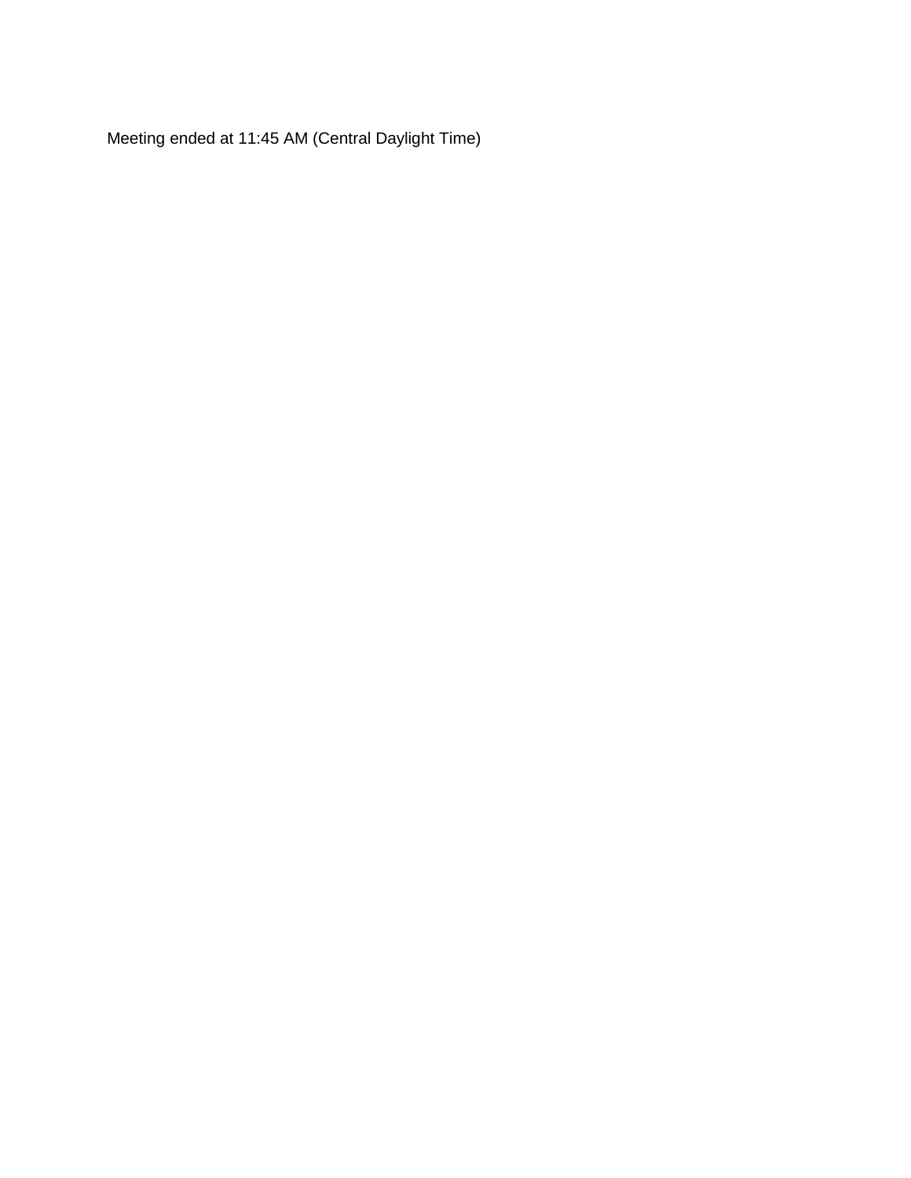Meeting ended at 11:45 AM (Central Daylight Time)